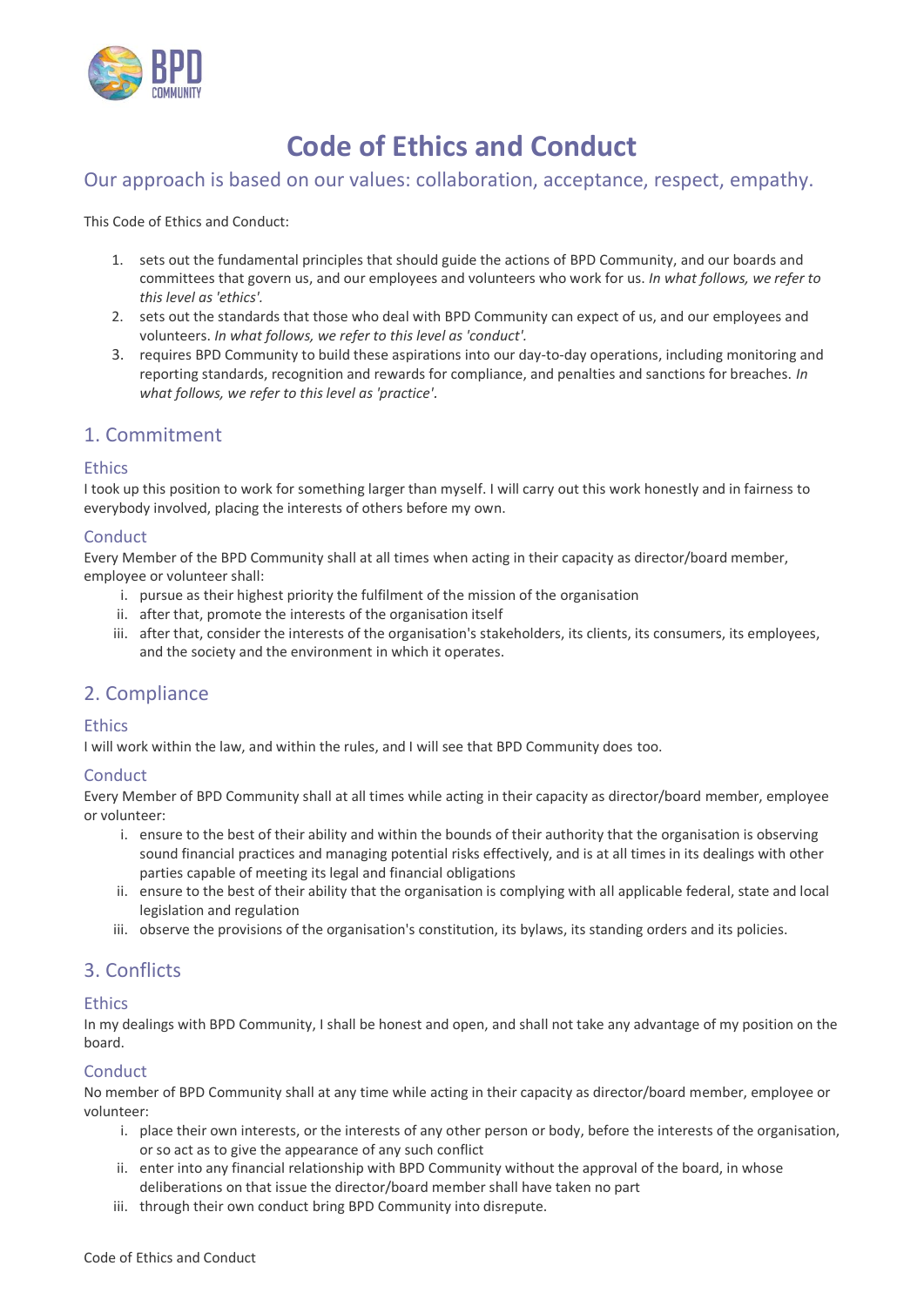# Code of Ethics and Conduct

## Our approach is based on our values: collaboration, acceptance, respect, empathy.

This Code of Ethics and Conduct:

1. sets out the fundamental principles that should guide the actions of BPD Community, and our boards and committees that govern us, and our employees and volunteers who work for us. *In what follows, we refer to this level as 'ethics'.*
2. sets out the standards that those who deal with BPD Community can expect of us, and our employees and volunteers. *In what follows, we refer to this level as 'conduct'.*
3. requires BPD Community to build these aspirations into our day-to-day operations, including monitoring and reporting standards, recognition and rewards for compliance, and penalties and sanctions for breaches. *In what follows, we refer to this level as 'practice'.*

## 1. Commitment

### Ethics

I took up this position to work for something larger than myself. I will carry out this work honestly and in fairness to everybody involved, placing the interests of others before my own.

### Conduct

Every Member of the BPD Community shall at all times when acting in their capacity as director/board member, employee or volunteer shall:

i. pursue as their highest priority the fulfilment of the mission of the organisation
ii. after that, promote the interests of the organisation itself
iii. after that, consider the interests of the organisation's stakeholders, its clients, its consumers, its employees, and the society and the environment in which it operates.

## 2. Compliance

### Ethics

I will work within the law, and within the rules, and I will see that BPD Community does too.

### Conduct

Every Member of BPD Community shall at all times while acting in their capacity as director/board member, employee or volunteer:

i. ensure to the best of their ability and within the bounds of their authority that the organisation is observing sound financial practices and managing potential risks effectively, and is at all times in its dealings with other parties capable of meeting its legal and financial obligations
ii. ensure to the best of their ability that the organisation is complying with all applicable federal, state and local legislation and regulation
iii. observe the provisions of the organisation's constitution, its bylaws, its standing orders and its policies.

## 3. Conflicts

### Ethics

In my dealings with BPD Community, I shall be honest and open, and shall not take any advantage of my position on the board.

### Conduct

No member of BPD Community shall at any time while acting in their capacity as director/board member, employee or volunteer:

i. place their own interests, or the interests of any other person or body, before the interests of the organisation, or so act as to give the appearance of any such conflict
ii. enter into any financial relationship with BPD Community without the approval of the board, in whose deliberations on that issue the director/board member shall have taken no part
iii. through their own conduct bring BPD Community into disrepute.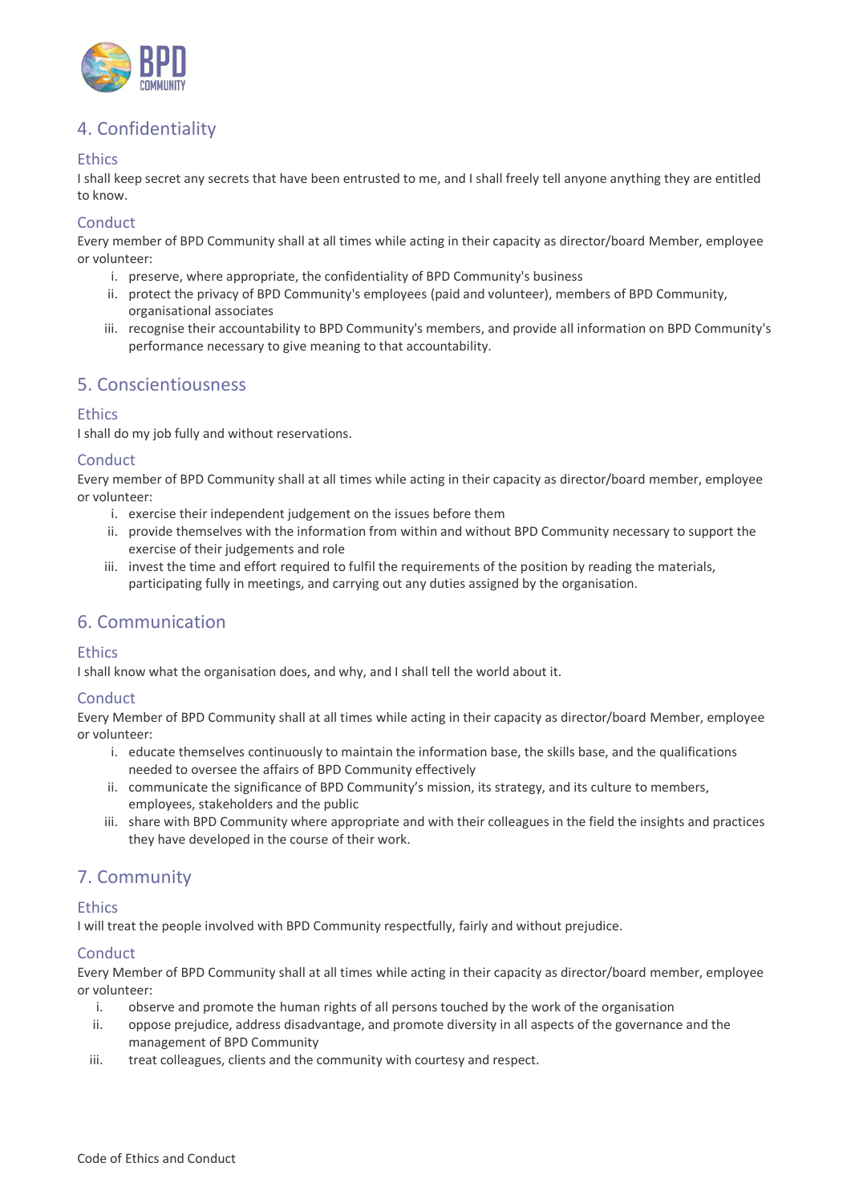## 4. Confidentiality

### Ethics

I shall keep secret any secrets that have been entrusted to me, and I shall freely tell anyone anything they are entitled to know.

### Conduct

Every member of BPD Community shall at all times while acting in their capacity as director/board Member, employee or volunteer:

i. preserve, where appropriate, the confidentiality of BPD Community's business
ii. protect the privacy of BPD Community's employees (paid and volunteer), members of BPD Community, organisational associates
iii. recognise their accountability to BPD Community's members, and provide all information on BPD Community's performance necessary to give meaning to that accountability.

## 5. Conscientiousness

### Ethics

I shall do my job fully and without reservations.

### Conduct

Every member of BPD Community shall at all times while acting in their capacity as director/board member, employee or volunteer:

i. exercise their independent judgement on the issues before them
ii. provide themselves with the information from within and without BPD Community necessary to support the exercise of their judgements and role
iii. invest the time and effort required to fulfil the requirements of the position by reading the materials, participating fully in meetings, and carrying out any duties assigned by the organisation.

## 6. Communication

### Ethics

I shall know what the organisation does, and why, and I shall tell the world about it.

### Conduct

Every Member of BPD Community shall at all times while acting in their capacity as director/board Member, employee or volunteer:

i. educate themselves continuously to maintain the information base, the skills base, and the qualifications needed to oversee the affairs of BPD Community effectively
ii. communicate the significance of BPD Community's mission, its strategy, and its culture to members, employees, stakeholders and the public
iii. share with BPD Community where appropriate and with their colleagues in the field the insights and practices they have developed in the course of their work.

## 7. Community

### Ethics

I will treat the people involved with BPD Community respectfully, fairly and without prejudice.

### Conduct

Every Member of BPD Community shall at all times while acting in their capacity as director/board member, employee or volunteer:

i. observe and promote the human rights of all persons touched by the work of the organisation
ii. oppose prejudice, address disadvantage, and promote diversity in all aspects of the governance and the management of BPD Community
iii. treat colleagues, clients and the community with courtesy and respect.